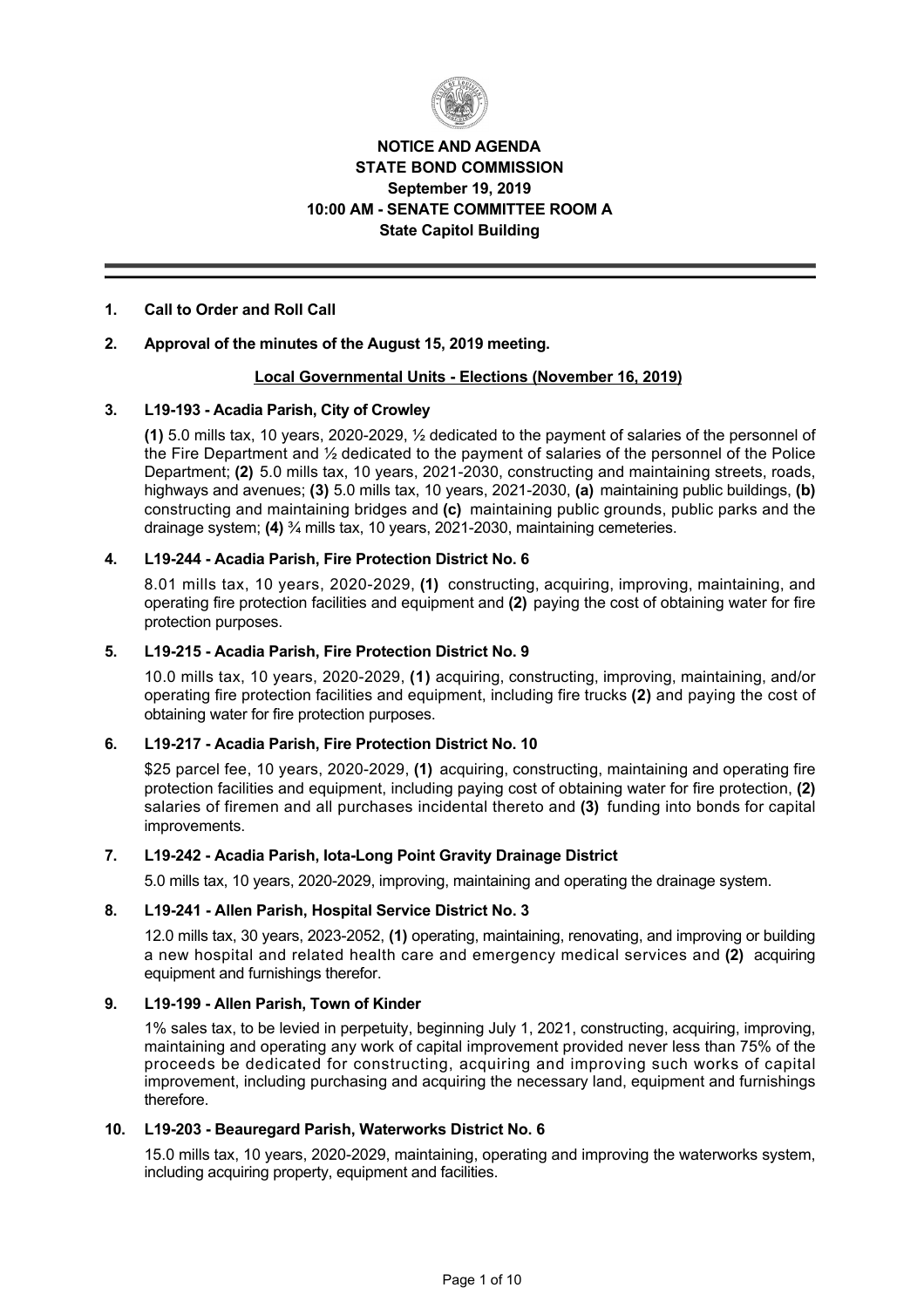**NOTICE AND AGENDA**
**STATE BOND COMMISSION**
**September 19, 2019**
**10:00 AM - SENATE COMMITTEE ROOM A**
**State Capitol Building**

---

**1. Call to Order and Roll Call**

**2. Approval of the minutes of the August 15, 2019 meeting.**

## Local Governmental Units - Elections (November 16, 2019)

**3. L19-193 - Acadia Parish, City of Crowley**

**(1)** 5.0 mills tax, 10 years, 2020-2029, ½ dedicated to the payment of salaries of the personnel of the Fire Department and ½ dedicated to the payment of salaries of the personnel of the Police Department; **(2)** 5.0 mills tax, 10 years, 2021-2030, constructing and maintaining streets, roads, highways and avenues; **(3)** 5.0 mills tax, 10 years, 2021-2030, **(a)** maintaining public buildings, **(b)** constructing and maintaining bridges and **(c)** maintaining public grounds, public parks and the drainage system; **(4)** ¾ mills tax, 10 years, 2021-2030, maintaining cemeteries.

**4. L19-244 - Acadia Parish, Fire Protection District No. 6**

8.01 mills tax, 10 years, 2020-2029, **(1)** constructing, acquiring, improving, maintaining, and operating fire protection facilities and equipment and **(2)** paying the cost of obtaining water for fire protection purposes.

**5. L19-215 - Acadia Parish, Fire Protection District No. 9**

10.0 mills tax, 10 years, 2020-2029, **(1)** acquiring, constructing, improving, maintaining, and/or operating fire protection facilities and equipment, including fire trucks **(2)** and paying the cost of obtaining water for fire protection purposes.

**6. L19-217 - Acadia Parish, Fire Protection District No. 10**

$25 parcel fee, 10 years, 2020-2029, **(1)** acquiring, constructing, maintaining and operating fire protection facilities and equipment, including paying cost of obtaining water for fire protection, **(2)** salaries of firemen and all purchases incidental thereto and **(3)** funding into bonds for capital improvements.

**7. L19-242 - Acadia Parish, Iota-Long Point Gravity Drainage District**

5.0 mills tax, 10 years, 2020-2029, improving, maintaining and operating the drainage system.

**8. L19-241 - Allen Parish, Hospital Service District No. 3**

12.0 mills tax, 30 years, 2023-2052, **(1)** operating, maintaining, renovating, and improving or building a new hospital and related health care and emergency medical services and **(2)** acquiring equipment and furnishings therefor.

**9. L19-199 - Allen Parish, Town of Kinder**

1% sales tax, to be levied in perpetuity, beginning July 1, 2021, constructing, acquiring, improving, maintaining and operating any work of capital improvement provided never less than 75% of the proceeds be dedicated for constructing, acquiring and improving such works of capital improvement, including purchasing and acquiring the necessary land, equipment and furnishings therefore.

**10. L19-203 - Beauregard Parish, Waterworks District No. 6**

15.0 mills tax, 10 years, 2020-2029, maintaining, operating and improving the waterworks system, including acquiring property, equipment and facilities.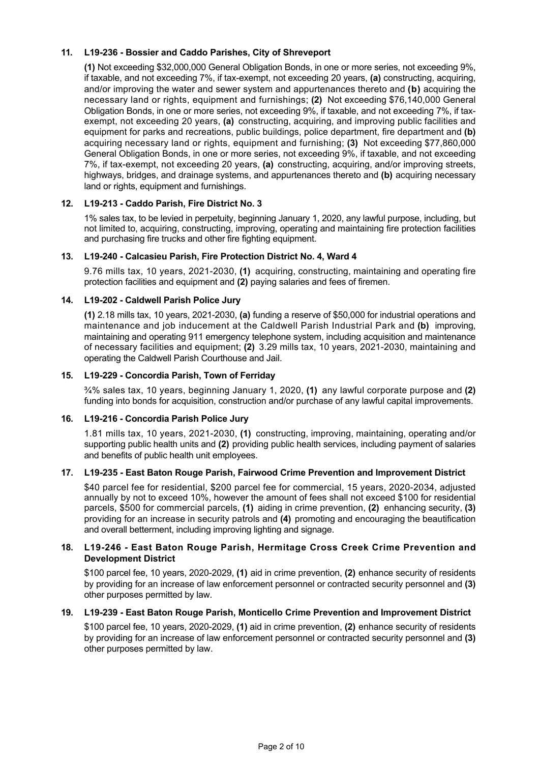**11. L19-236 - Bossier and Caddo Parishes, City of Shreveport**

**(1)** Not exceeding $32,000,000 General Obligation Bonds, in one or more series, not exceeding 9%, if taxable, and not exceeding 7%, if tax-exempt, not exceeding 20 years, **(a)** constructing, acquiring, and/or improving the water and sewer system and appurtenances thereto and **(b)** acquiring the necessary land or rights, equipment and furnishings; **(2)** Not exceeding $76,140,000 General Obligation Bonds, in one or more series, not exceeding 9%, if taxable, and not exceeding 7%, if tax-exempt, not exceeding 20 years, **(a)** constructing, acquiring, and improving public facilities and equipment for parks and recreations, public buildings, police department, fire department and **(b)** acquiring necessary land or rights, equipment and furnishing; **(3)** Not exceeding $77,860,000 General Obligation Bonds, in one or more series, not exceeding 9%, if taxable, and not exceeding 7%, if tax-exempt, not exceeding 20 years, **(a)** constructing, acquiring, and/or improving streets, highways, bridges, and drainage systems, and appurtenances thereto and **(b)** acquiring necessary land or rights, equipment and furnishings.

**12. L19-213 - Caddo Parish, Fire District No. 3**

1% sales tax, to be levied in perpetuity, beginning January 1, 2020, any lawful purpose, including, but not limited to, acquiring, constructing, improving, operating and maintaining fire protection facilities and purchasing fire trucks and other fire fighting equipment.

**13. L19-240 - Calcasieu Parish, Fire Protection District No. 4, Ward 4**

9.76 mills tax, 10 years, 2021-2030, **(1)** acquiring, constructing, maintaining and operating fire protection facilities and equipment and **(2)** paying salaries and fees of firemen.

**14. L19-202 - Caldwell Parish Police Jury**

**(1)** 2.18 mills tax, 10 years, 2021-2030, **(a)** funding a reserve of $50,000 for industrial operations and maintenance and job inducement at the Caldwell Parish Industrial Park and **(b)** improving, maintaining and operating 911 emergency telephone system, including acquisition and maintenance of necessary facilities and equipment; **(2)** 3.29 mills tax, 10 years, 2021-2030, maintaining and operating the Caldwell Parish Courthouse and Jail.

**15. L19-229 - Concordia Parish, Town of Ferriday**

¾% sales tax, 10 years, beginning January 1, 2020, **(1)** any lawful corporate purpose and **(2)** funding into bonds for acquisition, construction and/or purchase of any lawful capital improvements.

**16. L19-216 - Concordia Parish Police Jury**

1.81 mills tax, 10 years, 2021-2030, **(1)** constructing, improving, maintaining, operating and/or supporting public health units and **(2)** providing public health services, including payment of salaries and benefits of public health unit employees.

**17. L19-235 - East Baton Rouge Parish, Fairwood Crime Prevention and Improvement District**

$40 parcel fee for residential, $200 parcel fee for commercial, 15 years, 2020-2034, adjusted annually by not to exceed 10%, however the amount of fees shall not exceed $100 for residential parcels, $500 for commercial parcels, **(1)** aiding in crime prevention, **(2)** enhancing security, **(3)** providing for an increase in security patrols and **(4)** promoting and encouraging the beautification and overall betterment, including improving lighting and signage.

**18. L19-246 - East Baton Rouge Parish, Hermitage Cross Creek Crime Prevention and Development District**

$100 parcel fee, 10 years, 2020-2029, **(1)** aid in crime prevention, **(2)** enhance security of residents by providing for an increase of law enforcement personnel or contracted security personnel and **(3)** other purposes permitted by law.

**19. L19-239 - East Baton Rouge Parish, Monticello Crime Prevention and Improvement District**

$100 parcel fee, 10 years, 2020-2029, **(1)** aid in crime prevention, **(2)** enhance security of residents by providing for an increase of law enforcement personnel or contracted security personnel and **(3)** other purposes permitted by law.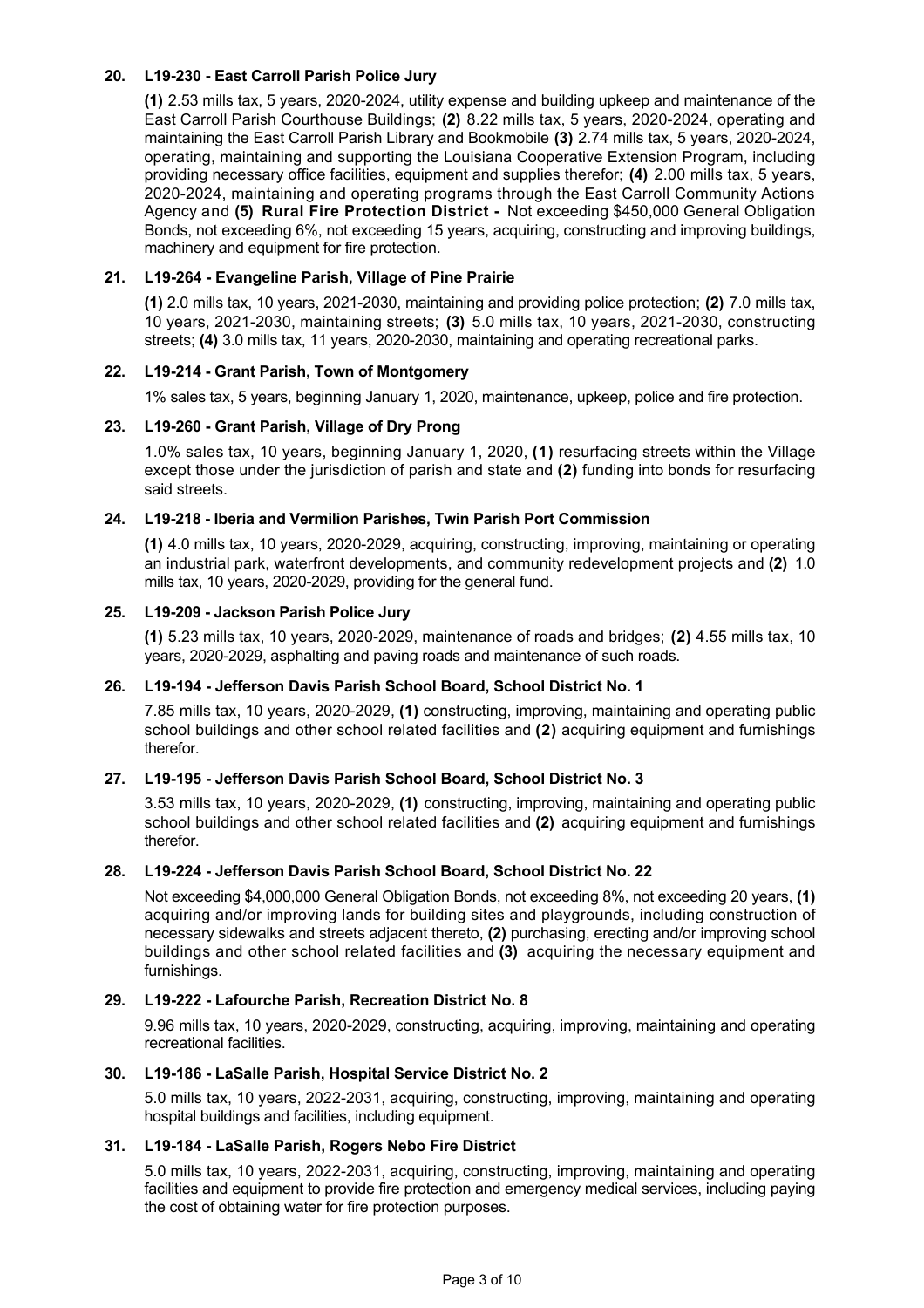**20. L19-230 - East Carroll Parish Police Jury**

**(1)** 2.53 mills tax, 5 years, 2020-2024, utility expense and building upkeep and maintenance of the East Carroll Parish Courthouse Buildings; **(2)** 8.22 mills tax, 5 years, 2020-2024, operating and maintaining the East Carroll Parish Library and Bookmobile **(3)** 2.74 mills tax, 5 years, 2020-2024, operating, maintaining and supporting the Louisiana Cooperative Extension Program, including providing necessary office facilities, equipment and supplies therefor; **(4)** 2.00 mills tax, 5 years, 2020-2024, maintaining and operating programs through the East Carroll Community Actions Agency and **(5) Rural Fire Protection District -** Not exceeding $450,000 General Obligation Bonds, not exceeding 6%, not exceeding 15 years, acquiring, constructing and improving buildings, machinery and equipment for fire protection.

**21. L19-264 - Evangeline Parish, Village of Pine Prairie**

**(1)** 2.0 mills tax, 10 years, 2021-2030, maintaining and providing police protection; **(2)** 7.0 mills tax, 10 years, 2021-2030, maintaining streets; **(3)** 5.0 mills tax, 10 years, 2021-2030, constructing streets; **(4)** 3.0 mills tax, 11 years, 2020-2030, maintaining and operating recreational parks.

**22. L19-214 - Grant Parish, Town of Montgomery**

1% sales tax, 5 years, beginning January 1, 2020, maintenance, upkeep, police and fire protection.

**23. L19-260 - Grant Parish, Village of Dry Prong**

1.0% sales tax, 10 years, beginning January 1, 2020, **(1)** resurfacing streets within the Village except those under the jurisdiction of parish and state and **(2)** funding into bonds for resurfacing said streets.

**24. L19-218 - Iberia and Vermilion Parishes, Twin Parish Port Commission**

**(1)** 4.0 mills tax, 10 years, 2020-2029, acquiring, constructing, improving, maintaining or operating an industrial park, waterfront developments, and community redevelopment projects and **(2)** 1.0 mills tax, 10 years, 2020-2029, providing for the general fund.

**25. L19-209 - Jackson Parish Police Jury**

**(1)** 5.23 mills tax, 10 years, 2020-2029, maintenance of roads and bridges; **(2)** 4.55 mills tax, 10 years, 2020-2029, asphalting and paving roads and maintenance of such roads.

**26. L19-194 - Jefferson Davis Parish School Board, School District No. 1**

7.85 mills tax, 10 years, 2020-2029, **(1)** constructing, improving, maintaining and operating public school buildings and other school related facilities and **(2)** acquiring equipment and furnishings therefor.

**27. L19-195 - Jefferson Davis Parish School Board, School District No. 3**

3.53 mills tax, 10 years, 2020-2029, **(1)** constructing, improving, maintaining and operating public school buildings and other school related facilities and **(2)** acquiring equipment and furnishings therefor.

**28. L19-224 - Jefferson Davis Parish School Board, School District No. 22**

Not exceeding $4,000,000 General Obligation Bonds, not exceeding 8%, not exceeding 20 years, **(1)** acquiring and/or improving lands for building sites and playgrounds, including construction of necessary sidewalks and streets adjacent thereto, **(2)** purchasing, erecting and/or improving school buildings and other school related facilities and **(3)** acquiring the necessary equipment and furnishings.

**29. L19-222 - Lafourche Parish, Recreation District No. 8**

9.96 mills tax, 10 years, 2020-2029, constructing, acquiring, improving, maintaining and operating recreational facilities.

**30. L19-186 - LaSalle Parish, Hospital Service District No. 2**

5.0 mills tax, 10 years, 2022-2031, acquiring, constructing, improving, maintaining and operating hospital buildings and facilities, including equipment.

**31. L19-184 - LaSalle Parish, Rogers Nebo Fire District**

5.0 mills tax, 10 years, 2022-2031, acquiring, constructing, improving, maintaining and operating facilities and equipment to provide fire protection and emergency medical services, including paying the cost of obtaining water for fire protection purposes.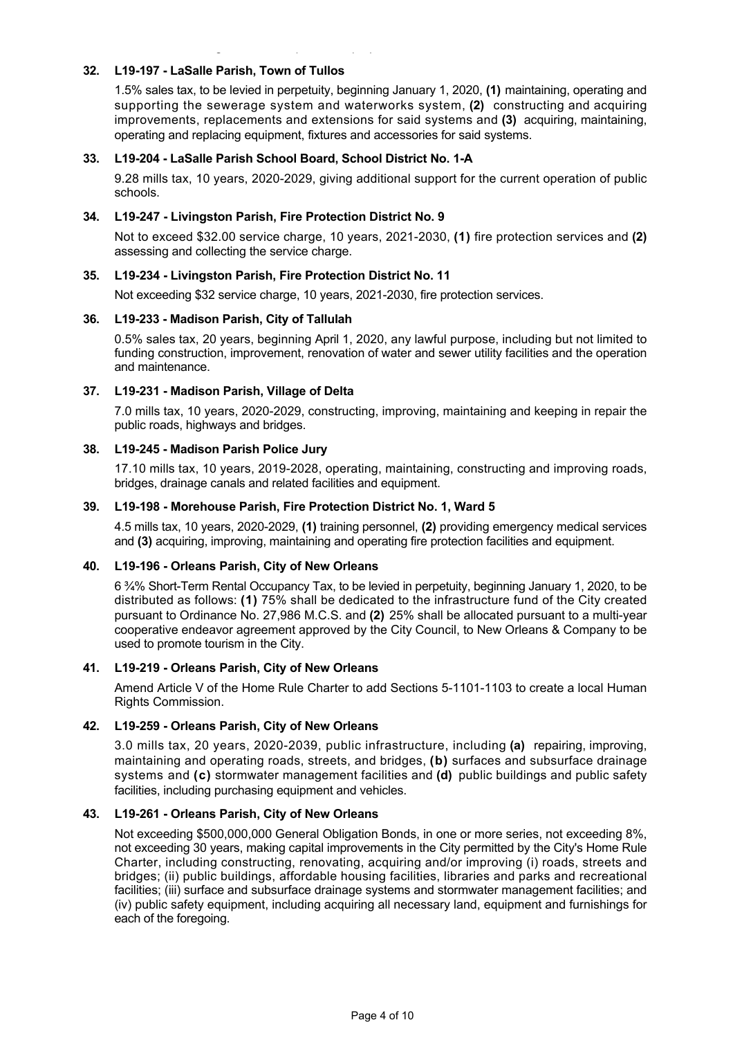**32. L19-197 - LaSalle Parish, Town of Tullos**

1.5% sales tax, to be levied in perpetuity, beginning January 1, 2020, **(1)** maintaining, operating and supporting the sewerage system and waterworks system, **(2)** constructing and acquiring improvements, replacements and extensions for said systems and **(3)** acquiring, maintaining, operating and replacing equipment, fixtures and accessories for said systems.

**33. L19-204 - LaSalle Parish School Board, School District No. 1-A**

9.28 mills tax, 10 years, 2020-2029, giving additional support for the current operation of public schools.

**34. L19-247 - Livingston Parish, Fire Protection District No. 9**

Not to exceed $32.00 service charge, 10 years, 2021-2030, **(1)** fire protection services and **(2)** assessing and collecting the service charge.

**35. L19-234 - Livingston Parish, Fire Protection District No. 11**

Not exceeding $32 service charge, 10 years, 2021-2030, fire protection services.

**36. L19-233 - Madison Parish, City of Tallulah**

0.5% sales tax, 20 years, beginning April 1, 2020, any lawful purpose, including but not limited to funding construction, improvement, renovation of water and sewer utility facilities and the operation and maintenance.

**37. L19-231 - Madison Parish, Village of Delta**

7.0 mills tax, 10 years, 2020-2029, constructing, improving, maintaining and keeping in repair the public roads, highways and bridges.

**38. L19-245 - Madison Parish Police Jury**

17.10 mills tax, 10 years, 2019-2028, operating, maintaining, constructing and improving roads, bridges, drainage canals and related facilities and equipment.

**39. L19-198 - Morehouse Parish, Fire Protection District No. 1, Ward 5**

4.5 mills tax, 10 years, 2020-2029, **(1)** training personnel, **(2)** providing emergency medical services and **(3)** acquiring, improving, maintaining and operating fire protection facilities and equipment.

**40. L19-196 - Orleans Parish, City of New Orleans**

6 ¾% Short-Term Rental Occupancy Tax, to be levied in perpetuity, beginning January 1, 2020, to be distributed as follows: **(1)** 75% shall be dedicated to the infrastructure fund of the City created pursuant to Ordinance No. 27,986 M.C.S. and **(2)** 25% shall be allocated pursuant to a multi-year cooperative endeavor agreement approved by the City Council, to New Orleans & Company to be used to promote tourism in the City.

**41. L19-219 - Orleans Parish, City of New Orleans**

Amend Article V of the Home Rule Charter to add Sections 5-1101-1103 to create a local Human Rights Commission.

**42. L19-259 - Orleans Parish, City of New Orleans**

3.0 mills tax, 20 years, 2020-2039, public infrastructure, including **(a)** repairing, improving, maintaining and operating roads, streets, and bridges, **(b)** surfaces and subsurface drainage systems and **(c)** stormwater management facilities and **(d)** public buildings and public safety facilities, including purchasing equipment and vehicles.

**43. L19-261 - Orleans Parish, City of New Orleans**

Not exceeding $500,000,000 General Obligation Bonds, in one or more series, not exceeding 8%, not exceeding 30 years, making capital improvements in the City permitted by the City's Home Rule Charter, including constructing, renovating, acquiring and/or improving (i) roads, streets and bridges; (ii) public buildings, affordable housing facilities, libraries and parks and recreational facilities; (iii) surface and subsurface drainage systems and stormwater management facilities; and (iv) public safety equipment, including acquiring all necessary land, equipment and furnishings for each of the foregoing.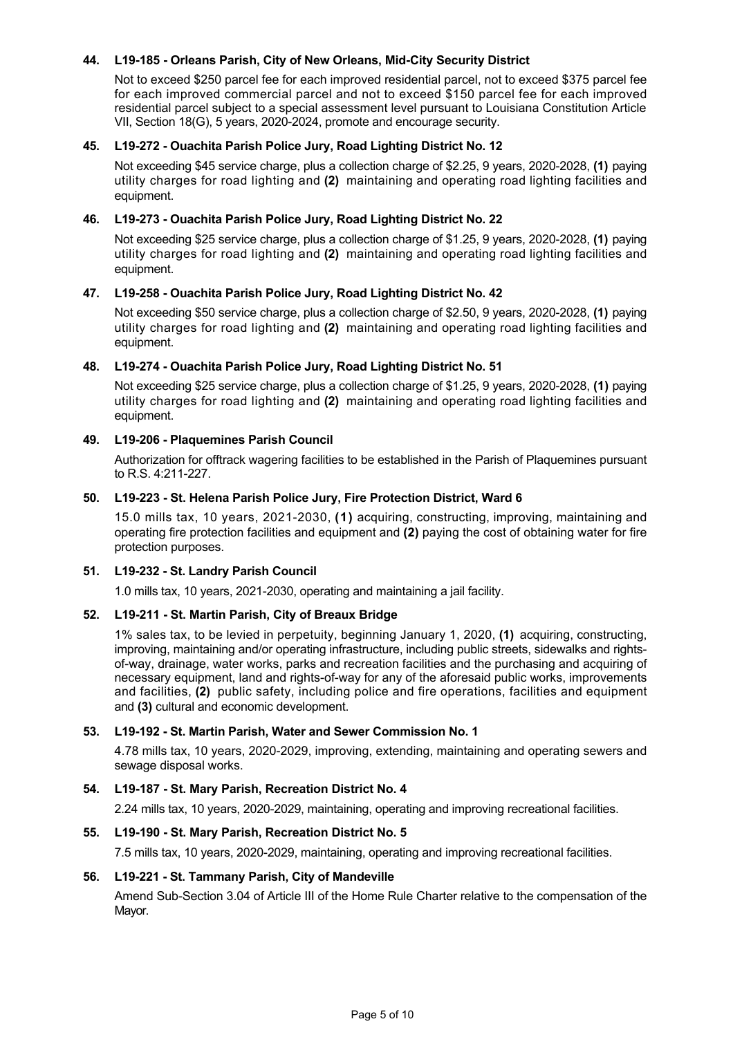**44. L19-185 - Orleans Parish, City of New Orleans, Mid-City Security District**

Not to exceed $250 parcel fee for each improved residential parcel, not to exceed $375 parcel fee for each improved commercial parcel and not to exceed $150 parcel fee for each improved residential parcel subject to a special assessment level pursuant to Louisiana Constitution Article VII, Section 18(G), 5 years, 2020-2024, promote and encourage security.

**45. L19-272 - Ouachita Parish Police Jury, Road Lighting District No. 12**

Not exceeding $45 service charge, plus a collection charge of $2.25, 9 years, 2020-2028, **(1)** paying utility charges for road lighting and **(2)** maintaining and operating road lighting facilities and equipment.

**46. L19-273 - Ouachita Parish Police Jury, Road Lighting District No. 22**

Not exceeding $25 service charge, plus a collection charge of $1.25, 9 years, 2020-2028, **(1)** paying utility charges for road lighting and **(2)** maintaining and operating road lighting facilities and equipment.

**47. L19-258 - Ouachita Parish Police Jury, Road Lighting District No. 42**

Not exceeding $50 service charge, plus a collection charge of $2.50, 9 years, 2020-2028, **(1)** paying utility charges for road lighting and **(2)** maintaining and operating road lighting facilities and equipment.

**48. L19-274 - Ouachita Parish Police Jury, Road Lighting District No. 51**

Not exceeding $25 service charge, plus a collection charge of $1.25, 9 years, 2020-2028, **(1)** paying utility charges for road lighting and **(2)** maintaining and operating road lighting facilities and equipment.

**49. L19-206 - Plaquemines Parish Council**

Authorization for offtrack wagering facilities to be established in the Parish of Plaquemines pursuant to R.S. 4:211-227.

**50. L19-223 - St. Helena Parish Police Jury, Fire Protection District, Ward 6**

15.0 mills tax, 10 years, 2021-2030, **(1)** acquiring, constructing, improving, maintaining and operating fire protection facilities and equipment and **(2)** paying the cost of obtaining water for fire protection purposes.

**51. L19-232 - St. Landry Parish Council**

1.0 mills tax, 10 years, 2021-2030, operating and maintaining a jail facility.

**52. L19-211 - St. Martin Parish, City of Breaux Bridge**

1% sales tax, to be levied in perpetuity, beginning January 1, 2020, **(1)** acquiring, constructing, improving, maintaining and/or operating infrastructure, including public streets, sidewalks and rights-of-way, drainage, water works, parks and recreation facilities and the purchasing and acquiring of necessary equipment, land and rights-of-way for any of the aforesaid public works, improvements and facilities, **(2)** public safety, including police and fire operations, facilities and equipment and **(3)** cultural and economic development.

**53. L19-192 - St. Martin Parish, Water and Sewer Commission No. 1**

4.78 mills tax, 10 years, 2020-2029, improving, extending, maintaining and operating sewers and sewage disposal works.

**54. L19-187 - St. Mary Parish, Recreation District No. 4**

2.24 mills tax, 10 years, 2020-2029, maintaining, operating and improving recreational facilities.

**55. L19-190 - St. Mary Parish, Recreation District No. 5**

7.5 mills tax, 10 years, 2020-2029, maintaining, operating and improving recreational facilities.

**56. L19-221 - St. Tammany Parish, City of Mandeville**

Amend Sub-Section 3.04 of Article III of the Home Rule Charter relative to the compensation of the Mayor.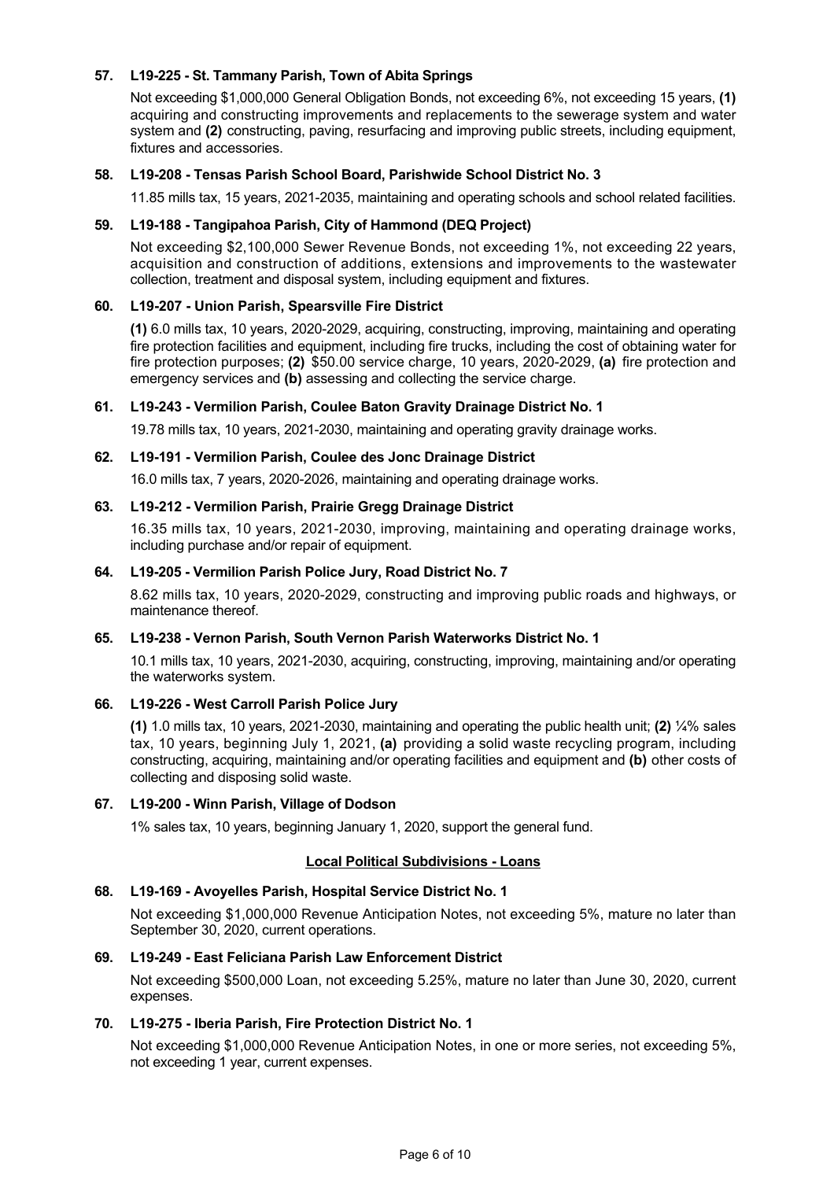**57. L19-225 - St. Tammany Parish, Town of Abita Springs**

Not exceeding $1,000,000 General Obligation Bonds, not exceeding 6%, not exceeding 15 years, **(1)** acquiring and constructing improvements and replacements to the sewerage system and water system and **(2)** constructing, paving, resurfacing and improving public streets, including equipment, fixtures and accessories.

**58. L19-208 - Tensas Parish School Board, Parishwide School District No. 3**

11.85 mills tax, 15 years, 2021-2035, maintaining and operating schools and school related facilities.

**59. L19-188 - Tangipahoa Parish, City of Hammond (DEQ Project)**

Not exceeding $2,100,000 Sewer Revenue Bonds, not exceeding 1%, not exceeding 22 years, acquisition and construction of additions, extensions and improvements to the wastewater collection, treatment and disposal system, including equipment and fixtures.

**60. L19-207 - Union Parish, Spearsville Fire District**

**(1)** 6.0 mills tax, 10 years, 2020-2029, acquiring, constructing, improving, maintaining and operating fire protection facilities and equipment, including fire trucks, including the cost of obtaining water for fire protection purposes; **(2)** $50.00 service charge, 10 years, 2020-2029, **(a)** fire protection and emergency services and **(b)** assessing and collecting the service charge.

**61. L19-243 - Vermilion Parish, Coulee Baton Gravity Drainage District No. 1**

19.78 mills tax, 10 years, 2021-2030, maintaining and operating gravity drainage works.

**62. L19-191 - Vermilion Parish, Coulee des Jonc Drainage District**

16.0 mills tax, 7 years, 2020-2026, maintaining and operating drainage works.

**63. L19-212 - Vermilion Parish, Prairie Gregg Drainage District**

16.35 mills tax, 10 years, 2021-2030, improving, maintaining and operating drainage works, including purchase and/or repair of equipment.

**64. L19-205 - Vermilion Parish Police Jury, Road District No. 7**

8.62 mills tax, 10 years, 2020-2029, constructing and improving public roads and highways, or maintenance thereof.

**65. L19-238 - Vernon Parish, South Vernon Parish Waterworks District No. 1**

10.1 mills tax, 10 years, 2021-2030, acquiring, constructing, improving, maintaining and/or operating the waterworks system.

**66. L19-226 - West Carroll Parish Police Jury**

**(1)** 1.0 mills tax, 10 years, 2021-2030, maintaining and operating the public health unit; **(2)** ¼% sales tax, 10 years, beginning July 1, 2021, **(a)** providing a solid waste recycling program, including constructing, acquiring, maintaining and/or operating facilities and equipment and **(b)** other costs of collecting and disposing solid waste.

**67. L19-200 - Winn Parish, Village of Dodson**

1% sales tax, 10 years, beginning January 1, 2020, support the general fund.

## Local Political Subdivisions - Loans

**68. L19-169 - Avoyelles Parish, Hospital Service District No. 1**

Not exceeding $1,000,000 Revenue Anticipation Notes, not exceeding 5%, mature no later than September 30, 2020, current operations.

**69. L19-249 - East Feliciana Parish Law Enforcement District**

Not exceeding $500,000 Loan, not exceeding 5.25%, mature no later than June 30, 2020, current expenses.

**70. L19-275 - Iberia Parish, Fire Protection District No. 1**

Not exceeding $1,000,000 Revenue Anticipation Notes, in one or more series, not exceeding 5%, not exceeding 1 year, current expenses.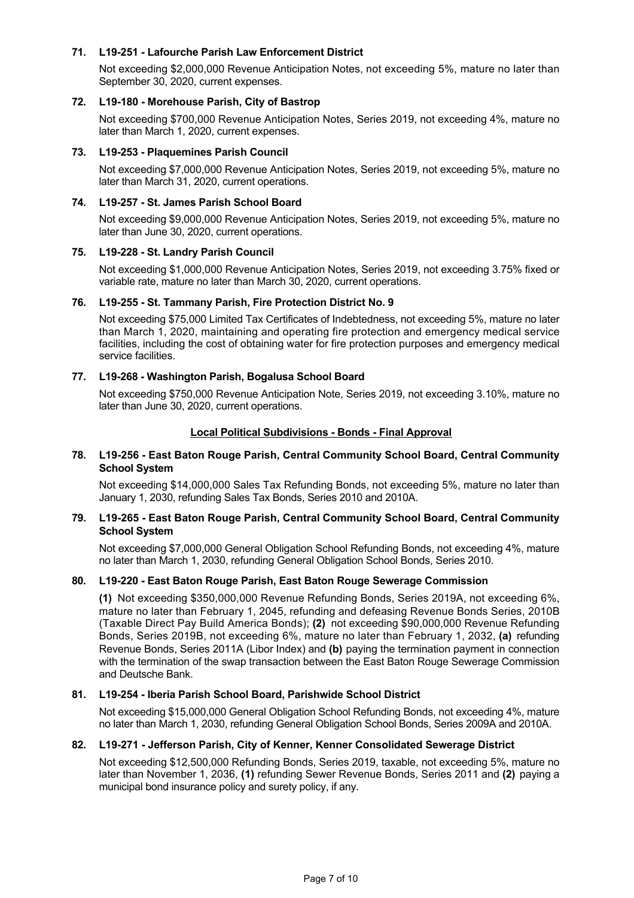**71. L19-251 - Lafourche Parish Law Enforcement District**

Not exceeding $2,000,000 Revenue Anticipation Notes, not exceeding 5%, mature no later than September 30, 2020, current expenses.

**72. L19-180 - Morehouse Parish, City of Bastrop**

Not exceeding $700,000 Revenue Anticipation Notes, Series 2019, not exceeding 4%, mature no later than March 1, 2020, current expenses.

**73. L19-253 - Plaquemines Parish Council**

Not exceeding $7,000,000 Revenue Anticipation Notes, Series 2019, not exceeding 5%, mature no later than March 31, 2020, current operations.

**74. L19-257 - St. James Parish School Board**

Not exceeding $9,000,000 Revenue Anticipation Notes, Series 2019, not exceeding 5%, mature no later than June 30, 2020, current operations.

**75. L19-228 - St. Landry Parish Council**

Not exceeding $1,000,000 Revenue Anticipation Notes, Series 2019, not exceeding 3.75% fixed or variable rate, mature no later than March 30, 2020, current operations.

**76. L19-255 - St. Tammany Parish, Fire Protection District No. 9**

Not exceeding $75,000 Limited Tax Certificates of Indebtedness, not exceeding 5%, mature no later than March 1, 2020, maintaining and operating fire protection and emergency medical service facilities, including the cost of obtaining water for fire protection purposes and emergency medical service facilities.

**77. L19-268 - Washington Parish, Bogalusa School Board**

Not exceeding $750,000 Revenue Anticipation Note, Series 2019, not exceeding 3.10%, mature no later than June 30, 2020, current operations.

## Local Political Subdivisions - Bonds - Final Approval

**78. L19-256 - East Baton Rouge Parish, Central Community School Board, Central Community School System**

Not exceeding $14,000,000 Sales Tax Refunding Bonds, not exceeding 5%, mature no later than January 1, 2030, refunding Sales Tax Bonds, Series 2010 and 2010A.

**79. L19-265 - East Baton Rouge Parish, Central Community School Board, Central Community School System**

Not exceeding $7,000,000 General Obligation School Refunding Bonds, not exceeding 4%, mature no later than March 1, 2030, refunding General Obligation School Bonds, Series 2010.

**80. L19-220 - East Baton Rouge Parish, East Baton Rouge Sewerage Commission**

**(1)** Not exceeding $350,000,000 Revenue Refunding Bonds, Series 2019A, not exceeding 6%, mature no later than February 1, 2045, refunding and defeasing Revenue Bonds Series, 2010B (Taxable Direct Pay Build America Bonds); **(2)** not exceeding $90,000,000 Revenue Refunding Bonds, Series 2019B, not exceeding 6%, mature no later than February 1, 2032, **(a)** refunding Revenue Bonds, Series 2011A (Libor Index) and **(b)** paying the termination payment in connection with the termination of the swap transaction between the East Baton Rouge Sewerage Commission and Deutsche Bank.

**81. L19-254 - Iberia Parish School Board, Parishwide School District**

Not exceeding $15,000,000 General Obligation School Refunding Bonds, not exceeding 4%, mature no later than March 1, 2030, refunding General Obligation School Bonds, Series 2009A and 2010A.

**82. L19-271 - Jefferson Parish, City of Kenner, Kenner Consolidated Sewerage District**

Not exceeding $12,500,000 Refunding Bonds, Series 2019, taxable, not exceeding 5%, mature no later than November 1, 2036, **(1)** refunding Sewer Revenue Bonds, Series 2011 and **(2)** paying a municipal bond insurance policy and surety policy, if any.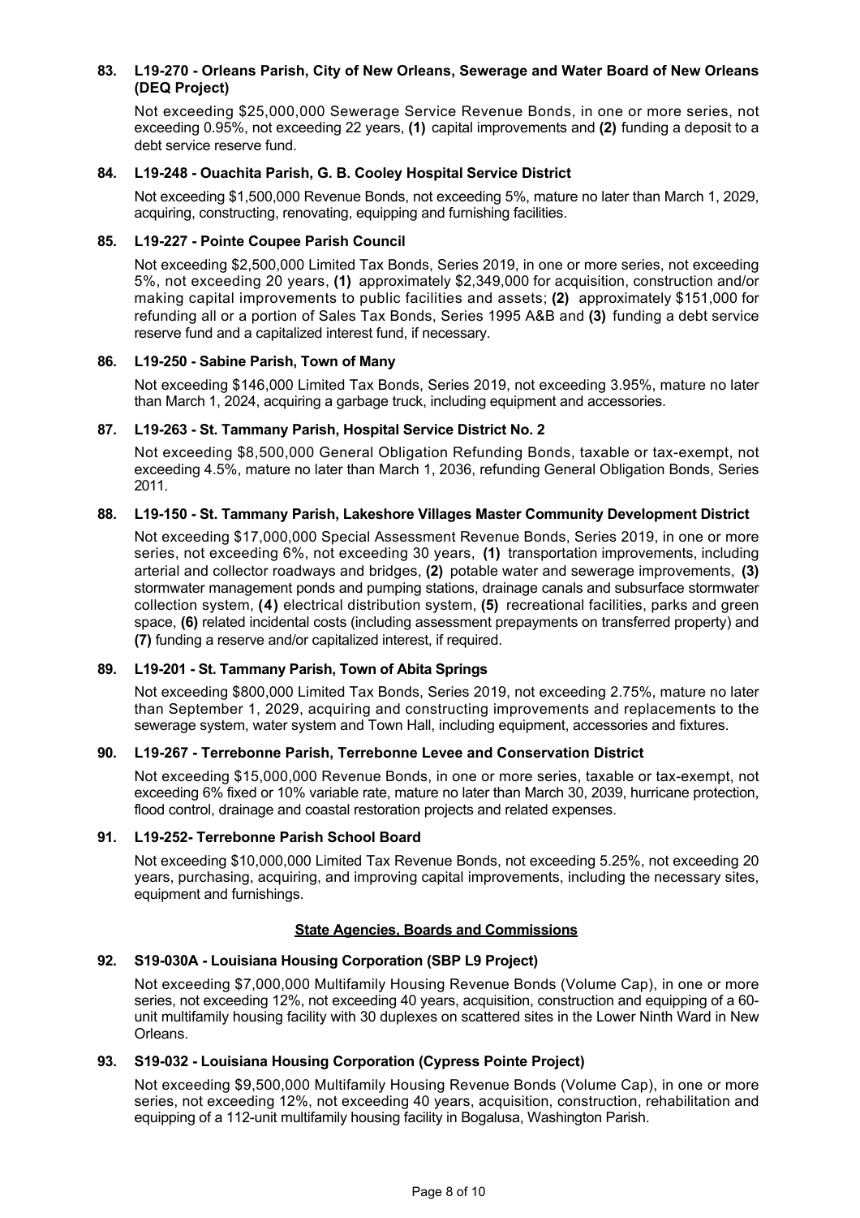**83. L19-270 - Orleans Parish, City of New Orleans, Sewerage and Water Board of New Orleans (DEQ Project)**

Not exceeding $25,000,000 Sewerage Service Revenue Bonds, in one or more series, not exceeding 0.95%, not exceeding 22 years, **(1)** capital improvements and **(2)** funding a deposit to a debt service reserve fund.

**84. L19-248 - Ouachita Parish, G. B. Cooley Hospital Service District**

Not exceeding $1,500,000 Revenue Bonds, not exceeding 5%, mature no later than March 1, 2029, acquiring, constructing, renovating, equipping and furnishing facilities.

**85. L19-227 - Pointe Coupee Parish Council**

Not exceeding $2,500,000 Limited Tax Bonds, Series 2019, in one or more series, not exceeding 5%, not exceeding 20 years, **(1)** approximately $2,349,000 for acquisition, construction and/or making capital improvements to public facilities and assets; **(2)** approximately $151,000 for refunding all or a portion of Sales Tax Bonds, Series 1995 A&B and **(3)** funding a debt service reserve fund and a capitalized interest fund, if necessary.

**86. L19-250 - Sabine Parish, Town of Many**

Not exceeding $146,000 Limited Tax Bonds, Series 2019, not exceeding 3.95%, mature no later than March 1, 2024, acquiring a garbage truck, including equipment and accessories.

**87. L19-263 - St. Tammany Parish, Hospital Service District No. 2**

Not exceeding $8,500,000 General Obligation Refunding Bonds, taxable or tax-exempt, not exceeding 4.5%, mature no later than March 1, 2036, refunding General Obligation Bonds, Series 2011.

**88. L19-150 - St. Tammany Parish, Lakeshore Villages Master Community Development District**

Not exceeding $17,000,000 Special Assessment Revenue Bonds, Series 2019, in one or more series, not exceeding 6%, not exceeding 30 years, **(1)** transportation improvements, including arterial and collector roadways and bridges, **(2)** potable water and sewerage improvements, **(3)** stormwater management ponds and pumping stations, drainage canals and subsurface stormwater collection system, **(4)** electrical distribution system, **(5)** recreational facilities, parks and green space, **(6)** related incidental costs (including assessment prepayments on transferred property) and **(7)** funding a reserve and/or capitalized interest, if required.

**89. L19-201 - St. Tammany Parish, Town of Abita Springs**

Not exceeding $800,000 Limited Tax Bonds, Series 2019, not exceeding 2.75%, mature no later than September 1, 2029, acquiring and constructing improvements and replacements to the sewerage system, water system and Town Hall, including equipment, accessories and fixtures.

**90. L19-267 - Terrebonne Parish, Terrebonne Levee and Conservation District**

Not exceeding $15,000,000 Revenue Bonds, in one or more series, taxable or tax-exempt, not exceeding 6% fixed or 10% variable rate, mature no later than March 30, 2039, hurricane protection, flood control, drainage and coastal restoration projects and related expenses.

**91. L19-252- Terrebonne Parish School Board**

Not exceeding $10,000,000 Limited Tax Revenue Bonds, not exceeding 5.25%, not exceeding 20 years, purchasing, acquiring, and improving capital improvements, including the necessary sites, equipment and furnishings.

## State Agencies, Boards and Commissions

**92. S19-030A - Louisiana Housing Corporation (SBP L9 Project)**

Not exceeding $7,000,000 Multifamily Housing Revenue Bonds (Volume Cap), in one or more series, not exceeding 12%, not exceeding 40 years, acquisition, construction and equipping of a 60-unit multifamily housing facility with 30 duplexes on scattered sites in the Lower Ninth Ward in New Orleans.

**93. S19-032 - Louisiana Housing Corporation (Cypress Pointe Project)**

Not exceeding $9,500,000 Multifamily Housing Revenue Bonds (Volume Cap), in one or more series, not exceeding 12%, not exceeding 40 years, acquisition, construction, rehabilitation and equipping of a 112-unit multifamily housing facility in Bogalusa, Washington Parish.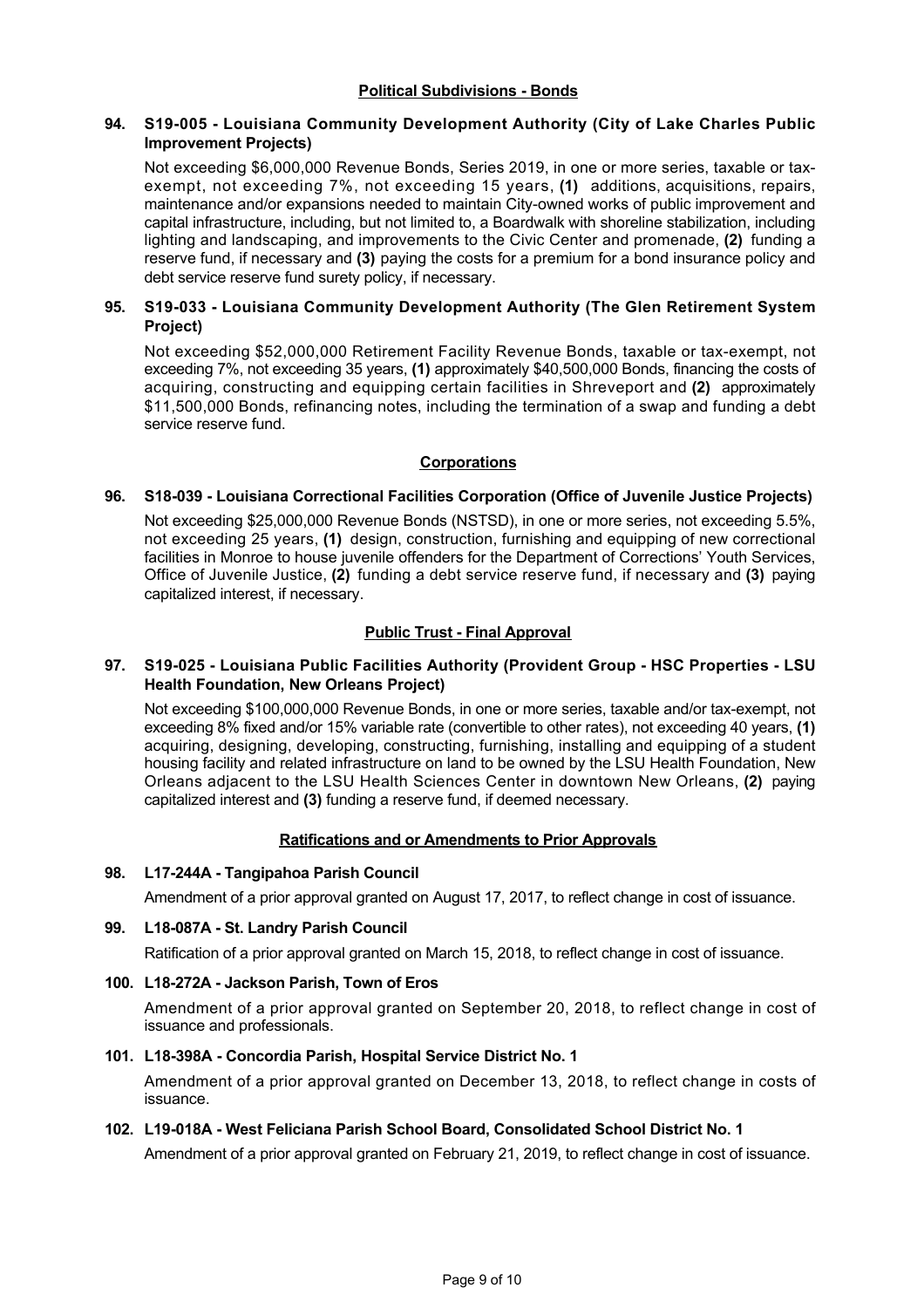## Political Subdivisions - Bonds

**94. S19-005 - Louisiana Community Development Authority (City of Lake Charles Public Improvement Projects)**

Not exceeding $6,000,000 Revenue Bonds, Series 2019, in one or more series, taxable or tax-exempt, not exceeding 7%, not exceeding 15 years, **(1)** additions, acquisitions, repairs, maintenance and/or expansions needed to maintain City-owned works of public improvement and capital infrastructure, including, but not limited to, a Boardwalk with shoreline stabilization, including lighting and landscaping, and improvements to the Civic Center and promenade, **(2)** funding a reserve fund, if necessary and **(3)** paying the costs for a premium for a bond insurance policy and debt service reserve fund surety policy, if necessary.

**95. S19-033 - Louisiana Community Development Authority (The Glen Retirement System Project)**

Not exceeding $52,000,000 Retirement Facility Revenue Bonds, taxable or tax-exempt, not exceeding 7%, not exceeding 35 years, **(1)** approximately $40,500,000 Bonds, financing the costs of acquiring, constructing and equipping certain facilities in Shreveport and **(2)** approximately $11,500,000 Bonds, refinancing notes, including the termination of a swap and funding a debt service reserve fund.

## Corporations

**96. S18-039 - Louisiana Correctional Facilities Corporation (Office of Juvenile Justice Projects)**

Not exceeding $25,000,000 Revenue Bonds (NSTSD), in one or more series, not exceeding 5.5%, not exceeding 25 years, **(1)** design, construction, furnishing and equipping of new correctional facilities in Monroe to house juvenile offenders for the Department of Corrections' Youth Services, Office of Juvenile Justice, **(2)** funding a debt service reserve fund, if necessary and **(3)** paying capitalized interest, if necessary.

## Public Trust - Final Approval

**97. S19-025 - Louisiana Public Facilities Authority (Provident Group - HSC Properties - LSU Health Foundation, New Orleans Project)**

Not exceeding $100,000,000 Revenue Bonds, in one or more series, taxable and/or tax-exempt, not exceeding 8% fixed and/or 15% variable rate (convertible to other rates), not exceeding 40 years, **(1)** acquiring, designing, developing, constructing, furnishing, installing and equipping of a student housing facility and related infrastructure on land to be owned by the LSU Health Foundation, New Orleans adjacent to the LSU Health Sciences Center in downtown New Orleans, **(2)** paying capitalized interest and **(3)** funding a reserve fund, if deemed necessary.

## Ratifications and or Amendments to Prior Approvals

**98. L17-244A - Tangipahoa Parish Council**

Amendment of a prior approval granted on August 17, 2017, to reflect change in cost of issuance.

**99. L18-087A - St. Landry Parish Council**

Ratification of a prior approval granted on March 15, 2018, to reflect change in cost of issuance.

**100. L18-272A - Jackson Parish, Town of Eros**

Amendment of a prior approval granted on September 20, 2018, to reflect change in cost of issuance and professionals.

**101. L18-398A - Concordia Parish, Hospital Service District No. 1**

Amendment of a prior approval granted on December 13, 2018, to reflect change in costs of issuance.

**102. L19-018A - West Feliciana Parish School Board, Consolidated School District No. 1**

Amendment of a prior approval granted on February 21, 2019, to reflect change in cost of issuance.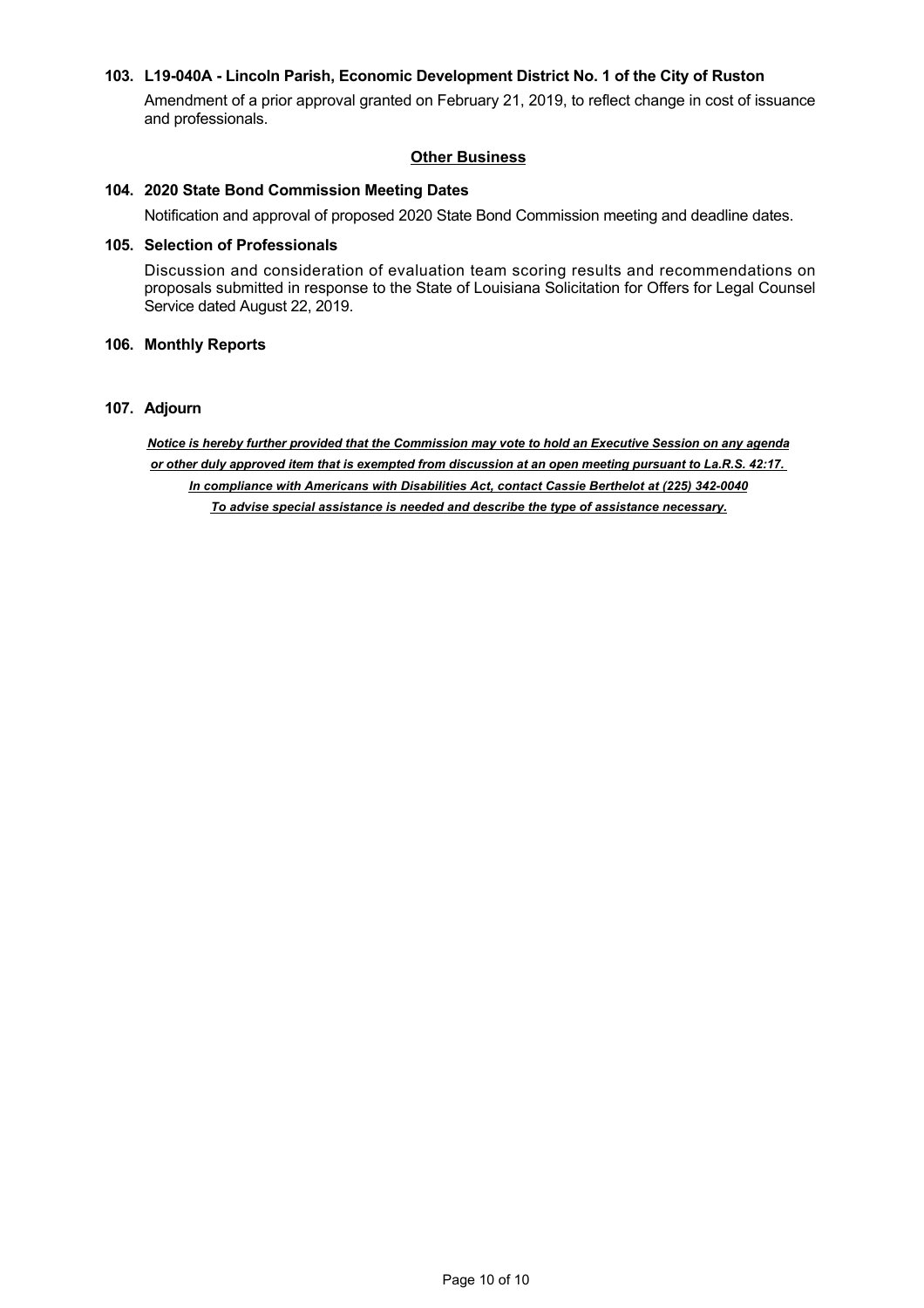**103. L19-040A - Lincoln Parish, Economic Development District No. 1 of the City of Ruston**

Amendment of a prior approval granted on February 21, 2019, to reflect change in cost of issuance and professionals.

## Other Business

**104. 2020 State Bond Commission Meeting Dates**

Notification and approval of proposed 2020 State Bond Commission meeting and deadline dates.

**105. Selection of Professionals**

Discussion and consideration of evaluation team scoring results and recommendations on proposals submitted in response to the State of Louisiana Solicitation for Offers for Legal Counsel Service dated August 22, 2019.

**106. Monthly Reports**

**107. Adjourn**

***Notice is hereby further provided that the Commission may vote to hold an Executive Session on any agenda or other duly approved item that is exempted from discussion at an open meeting pursuant to La.R.S. 42:17.***

***In compliance with Americans with Disabilities Act, contact Cassie Berthelot at (225) 342-0040***

***To advise special assistance is needed and describe the type of assistance necessary.***